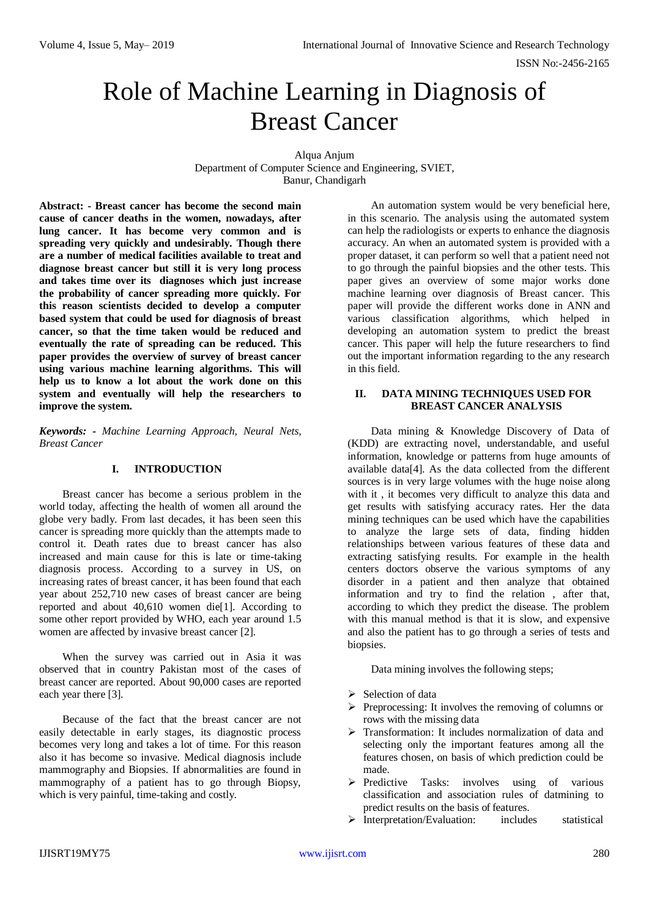# Role of Machine Learning in Diagnosis of Breast Cancer

Alqua Anjum
Department of Computer Science and Engineering, SVIET,
Banur, Chandigarh

**Abstract: - Breast cancer has become the second main cause of cancer deaths in the women, nowadays, after lung cancer. It has become very common and is spreading very quickly and undesirably. Though there are a number of medical facilities available to treat and diagnose breast cancer but still it is very long process and takes time over its diagnoses which just increase the probability of cancer spreading more quickly. For this reason scientists decided to develop a computer based system that could be used for diagnosis of breast cancer, so that the time taken would be reduced and eventually the rate of spreading can be reduced. This paper provides the overview of survey of breast cancer using various machine learning algorithms. This will help us to know a lot about the work done on this system and eventually will help the researchers to improve the system.**

***Keywords: -** Machine Learning Approach, Neural Nets, Breast Cancer*

## I. INTRODUCTION

Breast cancer has become a serious problem in the world today, affecting the health of women all around the globe very badly. From last decades, it has been seen this cancer is spreading more quickly than the attempts made to control it. Death rates due to breast cancer has also increased and main cause for this is late or time-taking diagnosis process. According to a survey in US, on increasing rates of breast cancer, it has been found that each year about 252,710 new cases of breast cancer are being reported and about 40,610 women die[1]. According to some other report provided by WHO, each year around 1.5 women are affected by invasive breast cancer [2].

When the survey was carried out in Asia it was observed that in country Pakistan most of the cases of breast cancer are reported. About 90,000 cases are reported each year there [3].

Because of the fact that the breast cancer are not easily detectable in early stages, its diagnostic process becomes very long and takes a lot of time. For this reason also it has become so invasive. Medical diagnosis include mammography and Biopsies. If abnormalities are found in mammography of a patient has to go through Biopsy, which is very painful, time-taking and costly.

An automation system would be very beneficial here, in this scenario. The analysis using the automated system can help the radiologists or experts to enhance the diagnosis accuracy. An when an automated system is provided with a proper dataset, it can perform so well that a patient need not to go through the painful biopsies and the other tests. This paper gives an overview of some major works done machine learning over diagnosis of Breast cancer. This paper will provide the different works done in ANN and various classification algorithms, which helped in developing an automation system to predict the breast cancer. This paper will help the future researchers to find out the important information regarding to the any research in this field.

## II. DATA MINING TECHNIQUES USED FOR BREAST CANCER ANALYSIS

Data mining & Knowledge Discovery of Data of (KDD) are extracting novel, understandable, and useful information, knowledge or patterns from huge amounts of available data[4]. As the data collected from the different sources is in very large volumes with the huge noise along with it , it becomes very difficult to analyze this data and get results with satisfying accuracy rates. Her the data mining techniques can be used which have the capabilities to analyze the large sets of data, finding hidden relationships between various features of these data and extracting satisfying results. For example in the health centers doctors observe the various symptoms of any disorder in a patient and then analyze that obtained information and try to find the relation , after that, according to which they predict the disease. The problem with this manual method is that it is slow, and expensive and also the patient has to go through a series of tests and biopsies.

Data mining involves the following steps;

- Selection of data
- Preprocessing: It involves the removing of columns or rows with the missing data
- Transformation: It includes normalization of data and selecting only the important features among all the features chosen, on basis of which prediction could be made.
- Predictive Tasks: involves using of various classification and association rules of datmining to predict results on the basis of features.
- Interpretation/Evaluation: includes statistical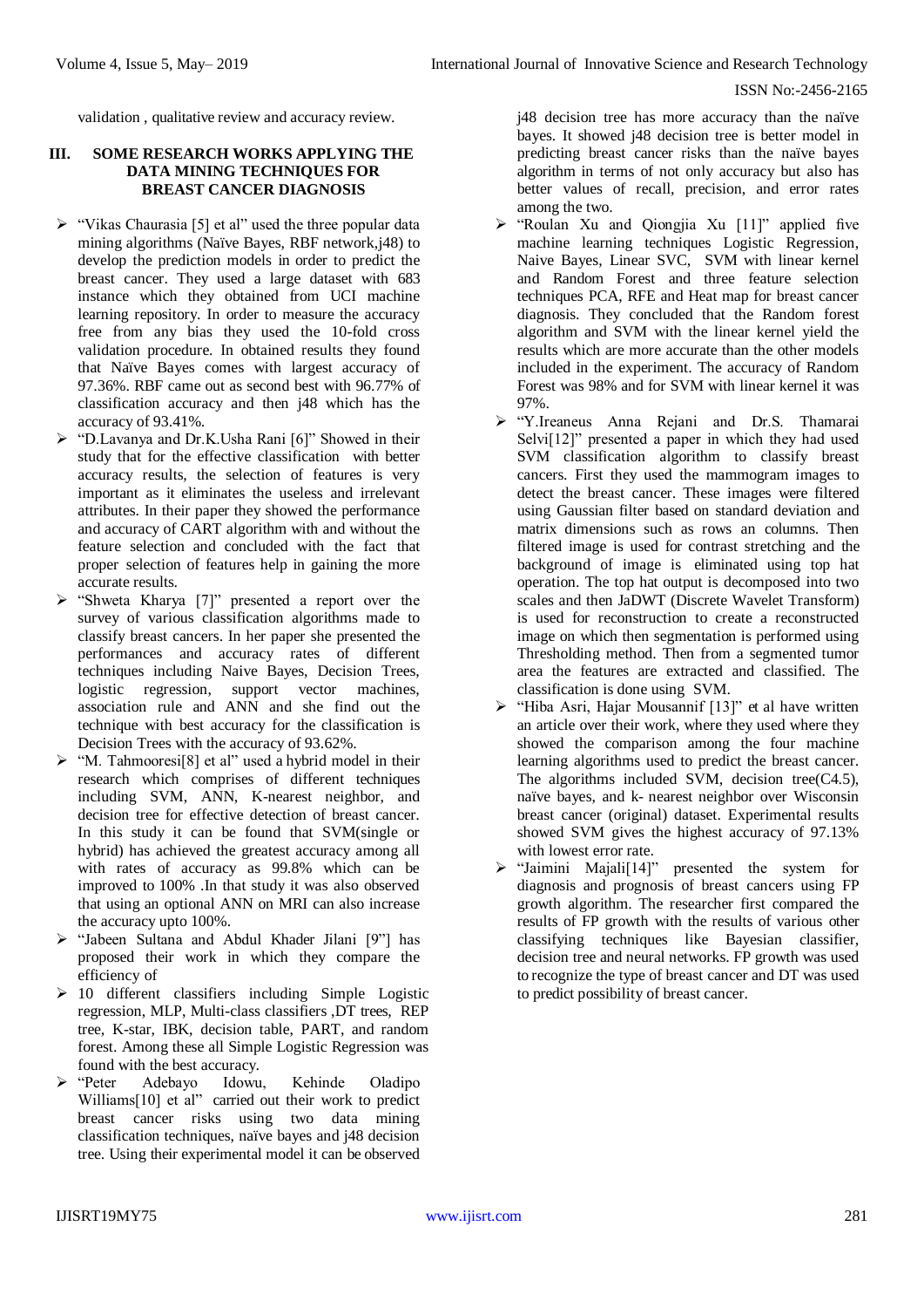validation , qualitative review and accuracy review.

## III. SOME RESEARCH WORKS APPLYING THE DATA MINING TECHNIQUES FOR BREAST CANCER DIAGNOSIS

- "Vikas Chaurasia [5] et al" used the three popular data mining algorithms (Naïve Bayes, RBF network,j48) to develop the prediction models in order to predict the breast cancer. They used a large dataset with 683 instance which they obtained from UCI machine learning repository. In order to measure the accuracy free from any bias they used the 10-fold cross validation procedure. In obtained results they found that Naïve Bayes comes with largest accuracy of 97.36%. RBF came out as second best with 96.77% of classification accuracy and then j48 which has the accuracy of 93.41%.
- "D.Lavanya and Dr.K.Usha Rani [6]" Showed in their study that for the effective classification with better accuracy results, the selection of features is very important as it eliminates the useless and irrelevant attributes. In their paper they showed the performance and accuracy of CART algorithm with and without the feature selection and concluded with the fact that proper selection of features help in gaining the more accurate results.
- "Shweta Kharya [7]" presented a report over the survey of various classification algorithms made to classify breast cancers. In her paper she presented the performances and accuracy rates of different techniques including Naive Bayes, Decision Trees, logistic regression, support vector machines, association rule and ANN and she find out the technique with best accuracy for the classification is Decision Trees with the accuracy of 93.62%.
- "M. Tahmooresi[8] et al" used a hybrid model in their research which comprises of different techniques including SVM, ANN, K-nearest neighbor, and decision tree for effective detection of breast cancer. In this study it can be found that SVM(single or hybrid) has achieved the greatest accuracy among all with rates of accuracy as 99.8% which can be improved to 100% .In that study it was also observed that using an optional ANN on MRI can also increase the accuracy upto 100%.
- "Jabeen Sultana and Abdul Khader Jilani [9"] has proposed their work in which they compare the efficiency of
- 10 different classifiers including Simple Logistic regression, MLP, Multi-class classifiers ,DT trees, REP tree, K-star, IBK, decision table, PART, and random forest. Among these all Simple Logistic Regression was found with the best accuracy.
- "Peter Adebayo Idowu, Kehinde Oladipo Williams[10] et al" carried out their work to predict breast cancer risks using two data mining classification techniques, naïve bayes and j48 decision tree. Using their experimental model it can be observed j48 decision tree has more accuracy than the naïve bayes. It showed j48 decision tree is better model in predicting breast cancer risks than the naïve bayes algorithm in terms of not only accuracy but also has better values of recall, precision, and error rates among the two.
- "Roulan Xu and Qiongjia Xu [11]" applied five machine learning techniques Logistic Regression, Naive Bayes, Linear SVC, SVM with linear kernel and Random Forest and three feature selection techniques PCA, RFE and Heat map for breast cancer diagnosis. They concluded that the Random forest algorithm and SVM with the linear kernel yield the results which are more accurate than the other models included in the experiment. The accuracy of Random Forest was 98% and for SVM with linear kernel it was 97%.
- "Y.Ireaneus Anna Rejani and Dr.S. Thamarai Selvi[12]" presented a paper in which they had used SVM classification algorithm to classify breast cancers. First they used the mammogram images to detect the breast cancer. These images were filtered using Gaussian filter based on standard deviation and matrix dimensions such as rows an columns. Then filtered image is used for contrast stretching and the background of image is eliminated using top hat operation. The top hat output is decomposed into two scales and then JaDWT (Discrete Wavelet Transform) is used for reconstruction to create a reconstructed image on which then segmentation is performed using Thresholding method. Then from a segmented tumor area the features are extracted and classified. The classification is done using SVM.
- "Hiba Asri, Hajar Mousannif [13]" et al have written an article over their work, where they used where they showed the comparison among the four machine learning algorithms used to predict the breast cancer. The algorithms included SVM, decision tree(C4.5), naïve bayes, and k- nearest neighbor over Wisconsin breast cancer (original) dataset. Experimental results showed SVM gives the highest accuracy of 97.13% with lowest error rate.
- "Jaimini Majali[14]" presented the system for diagnosis and prognosis of breast cancers using FP growth algorithm. The researcher first compared the results of FP growth with the results of various other classifying techniques like Bayesian classifier, decision tree and neural networks. FP growth was used to recognize the type of breast cancer and DT was used to predict possibility of breast cancer.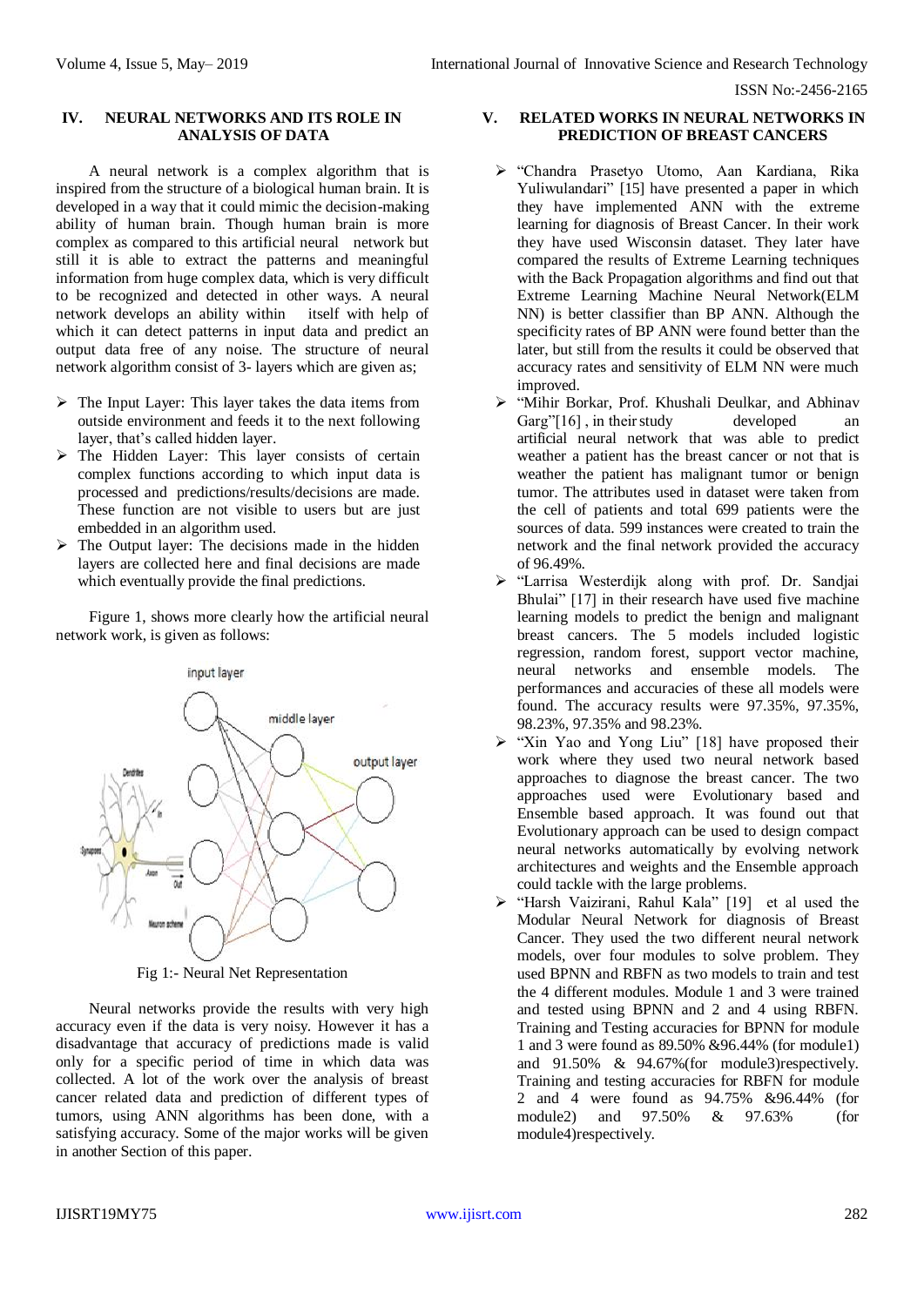## IV. NEURAL NETWORKS AND ITS ROLE IN ANALYSIS OF DATA

A neural network is a complex algorithm that is inspired from the structure of a biological human brain. It is developed in a way that it could mimic the decision-making ability of human brain. Though human brain is more complex as compared to this artificial neural network but still it is able to extract the patterns and meaningful information from huge complex data, which is very difficult to be recognized and detected in other ways. A neural network develops an ability within itself with help of which it can detect patterns in input data and predict an output data free of any noise. The structure of neural network algorithm consist of 3- layers which are given as;

- The Input Layer: This layer takes the data items from outside environment and feeds it to the next following layer, that's called hidden layer.
- The Hidden Layer: This layer consists of certain complex functions according to which input data is processed and predictions/results/decisions are made. These function are not visible to users but are just embedded in an algorithm used.
- The Output layer: The decisions made in the hidden layers are collected here and final decisions are made which eventually provide the final predictions.

Figure 1, shows more clearly how the artificial neural network work, is given as follows:

Fig 1:- Neural Net Representation

Neural networks provide the results with very high accuracy even if the data is very noisy. However it has a disadvantage that accuracy of predictions made is valid only for a specific period of time in which data was collected. A lot of the work over the analysis of breast cancer related data and prediction of different types of tumors, using ANN algorithms has been done, with a satisfying accuracy. Some of the major works will be given in another Section of this paper.

## V. RELATED WORKS IN NEURAL NETWORKS IN PREDICTION OF BREAST CANCERS

- "Chandra Prasetyo Utomo, Aan Kardiana, Rika Yuliwulandari" [15] have presented a paper in which they have implemented ANN with the extreme learning for diagnosis of Breast Cancer. In their work they have used Wisconsin dataset. They later have compared the results of Extreme Learning techniques with the Back Propagation algorithms and find out that Extreme Learning Machine Neural Network(ELM NN) is better classifier than BP ANN. Although the specificity rates of BP ANN were found better than the later, but still from the results it could be observed that accuracy rates and sensitivity of ELM NN were much improved.
- "Mihir Borkar, Prof. Khushali Deulkar, and Abhinav Garg"[16] , in their study developed an artificial neural network that was able to predict weather a patient has the breast cancer or not that is weather the patient has malignant tumor or benign tumor. The attributes used in dataset were taken from the cell of patients and total 699 patients were the sources of data. 599 instances were created to train the network and the final network provided the accuracy of 96.49%.
- "Larrisa Westerdijk along with prof. Dr. Sandjai Bhulai" [17] in their research have used five machine learning models to predict the benign and malignant breast cancers. The 5 models included logistic regression, random forest, support vector machine, neural networks and ensemble models. The performances and accuracies of these all models were found. The accuracy results were 97.35%, 97.35%, 98.23%, 97.35% and 98.23%.
- "Xin Yao and Yong Liu" [18] have proposed their work where they used two neural network based approaches to diagnose the breast cancer. The two approaches used were Evolutionary based and Ensemble based approach. It was found out that Evolutionary approach can be used to design compact neural networks automatically by evolving network architectures and weights and the Ensemble approach could tackle with the large problems.
- "Harsh Vaizirani, Rahul Kala" [19] et al used the Modular Neural Network for diagnosis of Breast Cancer. They used the two different neural network models, over four modules to solve problem. They used BPNN and RBFN as two models to train and test the 4 different modules. Module 1 and 3 were trained and tested using BPNN and 2 and 4 using RBFN. Training and Testing accuracies for BPNN for module 1 and 3 were found as 89.50% &96.44% (for module1) and 91.50% & 94.67%(for module3)respectively. Training and testing accuracies for RBFN for module 2 and 4 were found as 94.75% &96.44% (for module2) and 97.50% & 97.63% (for module4)respectively.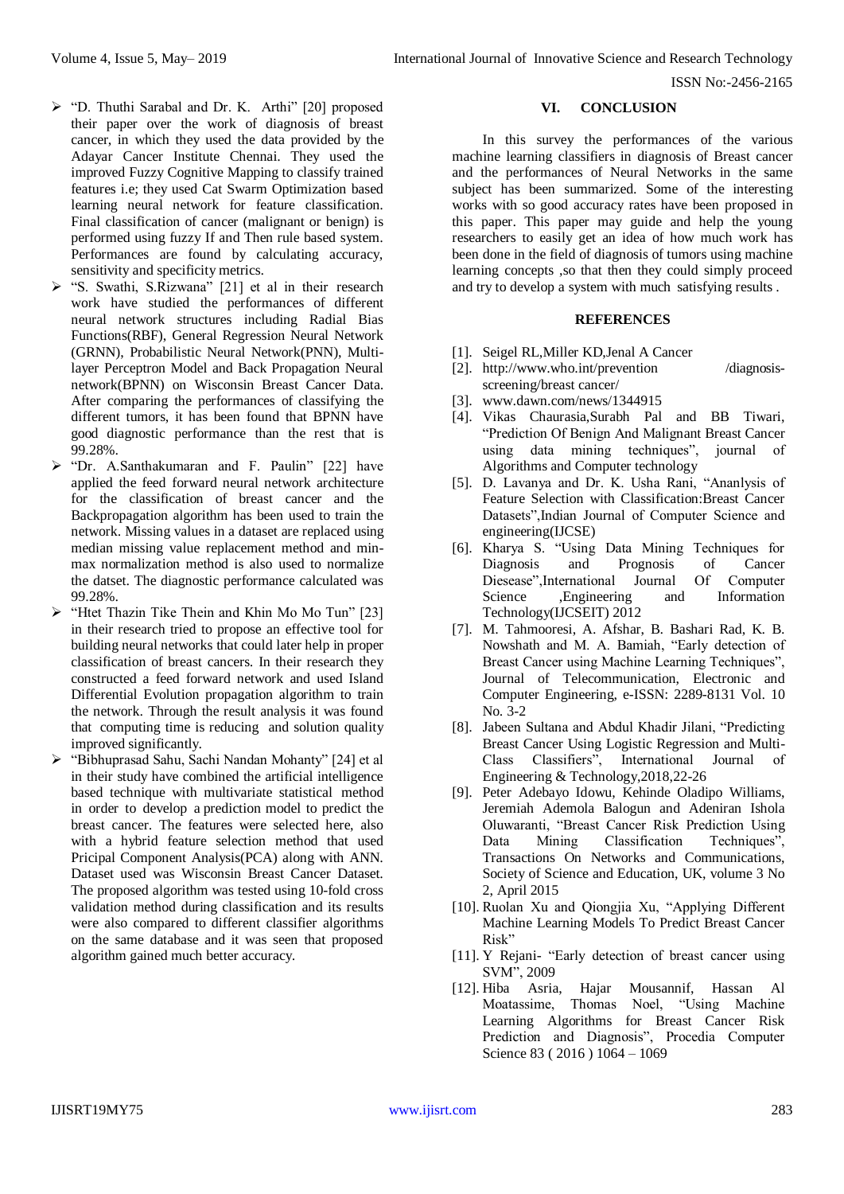- "D. Thuthi Sarabal and Dr. K. Arthi" [20] proposed their paper over the work of diagnosis of breast cancer, in which they used the data provided by the Adayar Cancer Institute Chennai. They used the improved Fuzzy Cognitive Mapping to classify trained features i.e; they used Cat Swarm Optimization based learning neural network for feature classification. Final classification of cancer (malignant or benign) is performed using fuzzy If and Then rule based system. Performances are found by calculating accuracy, sensitivity and specificity metrics.
- "S. Swathi, S.Rizwana" [21] et al in their research work have studied the performances of different neural network structures including Radial Bias Functions(RBF), General Regression Neural Network (GRNN), Probabilistic Neural Network(PNN), Multi-layer Perceptron Model and Back Propagation Neural network(BPNN) on Wisconsin Breast Cancer Data. After comparing the performances of classifying the different tumors, it has been found that BPNN have good diagnostic performance than the rest that is 99.28%.
- "Dr. A.Santhakumaran and F. Paulin" [22] have applied the feed forward neural network architecture for the classification of breast cancer and the Backpropagation algorithm has been used to train the network. Missing values in a dataset are replaced using median missing value replacement method and min-max normalization method is also used to normalize the datset. The diagnostic performance calculated was 99.28%.
- "Htet Thazin Tike Thein and Khin Mo Mo Tun" [23] in their research tried to propose an effective tool for building neural networks that could later help in proper classification of breast cancers. In their research they constructed a feed forward network and used Island Differential Evolution propagation algorithm to train the network. Through the result analysis it was found that computing time is reducing and solution quality improved significantly.
- "Bibhuprasad Sahu, Sachi Nandan Mohanty" [24] et al in their study have combined the artificial intelligence based technique with multivariate statistical method in order to develop a prediction model to predict the breast cancer. The features were selected here, also with a hybrid feature selection method that used Pricipal Component Analysis(PCA) along with ANN. Dataset used was Wisconsin Breast Cancer Dataset. The proposed algorithm was tested using 10-fold cross validation method during classification and its results were also compared to different classifier algorithms on the same database and it was seen that proposed algorithm gained much better accuracy.

## VI. CONCLUSION

In this survey the performances of the various machine learning classifiers in diagnosis of Breast cancer and the performances of Neural Networks in the same subject has been summarized. Some of the interesting works with so good accuracy rates have been proposed in this paper. This paper may guide and help the young researchers to easily get an idea of how much work has been done in the field of diagnosis of tumors using machine learning concepts ,so that then they could simply proceed and try to develop a system with much satisfying results .

## REFERENCES

[1]. Seigel RL,Miller KD,Jenal A Cancer

[2]. http://www.who.int/prevention /diagnosis-screening/breast cancer/

[3]. www.dawn.com/news/1344915

[4]. Vikas Chaurasia,Surabh Pal and BB Tiwari, "Prediction Of Benign And Malignant Breast Cancer using data mining techniques", journal of Algorithms and Computer technology

[5]. D. Lavanya and Dr. K. Usha Rani, "Ananlysis of Feature Selection with Classification:Breast Cancer Datasets",Indian Journal of Computer Science and engineering(IJCSE)

[6]. Kharya S. "Using Data Mining Techniques for Diagnosis and Prognosis of Cancer Diesease",International Journal Of Computer Science ,Engineering and Information Technology(IJCSEIT) 2012

[7]. M. Tahmooresi, A. Afshar, B. Bashari Rad, K. B. Nowshath and M. A. Bamiah, "Early detection of Breast Cancer using Machine Learning Techniques", Journal of Telecommunication, Electronic and Computer Engineering, e-ISSN: 2289-8131 Vol. 10 No. 3-2

[8]. Jabeen Sultana and Abdul Khadir Jilani, "Predicting Breast Cancer Using Logistic Regression and Multi-Class Classifiers", International Journal of Engineering & Technology,2018,22-26

[9]. Peter Adebayo Idowu, Kehinde Oladipo Williams, Jeremiah Ademola Balogun and Adeniran Ishola Oluwaranti, "Breast Cancer Risk Prediction Using Data Mining Classification Techniques", Transactions On Networks and Communications, Society of Science and Education, UK, volume 3 No 2, April 2015

[10]. Ruolan Xu and Qiongjia Xu, "Applying Different Machine Learning Models To Predict Breast Cancer Risk"

[11]. Y Rejani- "Early detection of breast cancer using SVM", 2009

[12]. Hiba Asria, Hajar Mousannif, Hassan Al Moatassime, Thomas Noel, "Using Machine Learning Algorithms for Breast Cancer Risk Prediction and Diagnosis", Procedia Computer Science 83 ( 2016 ) 1064 – 1069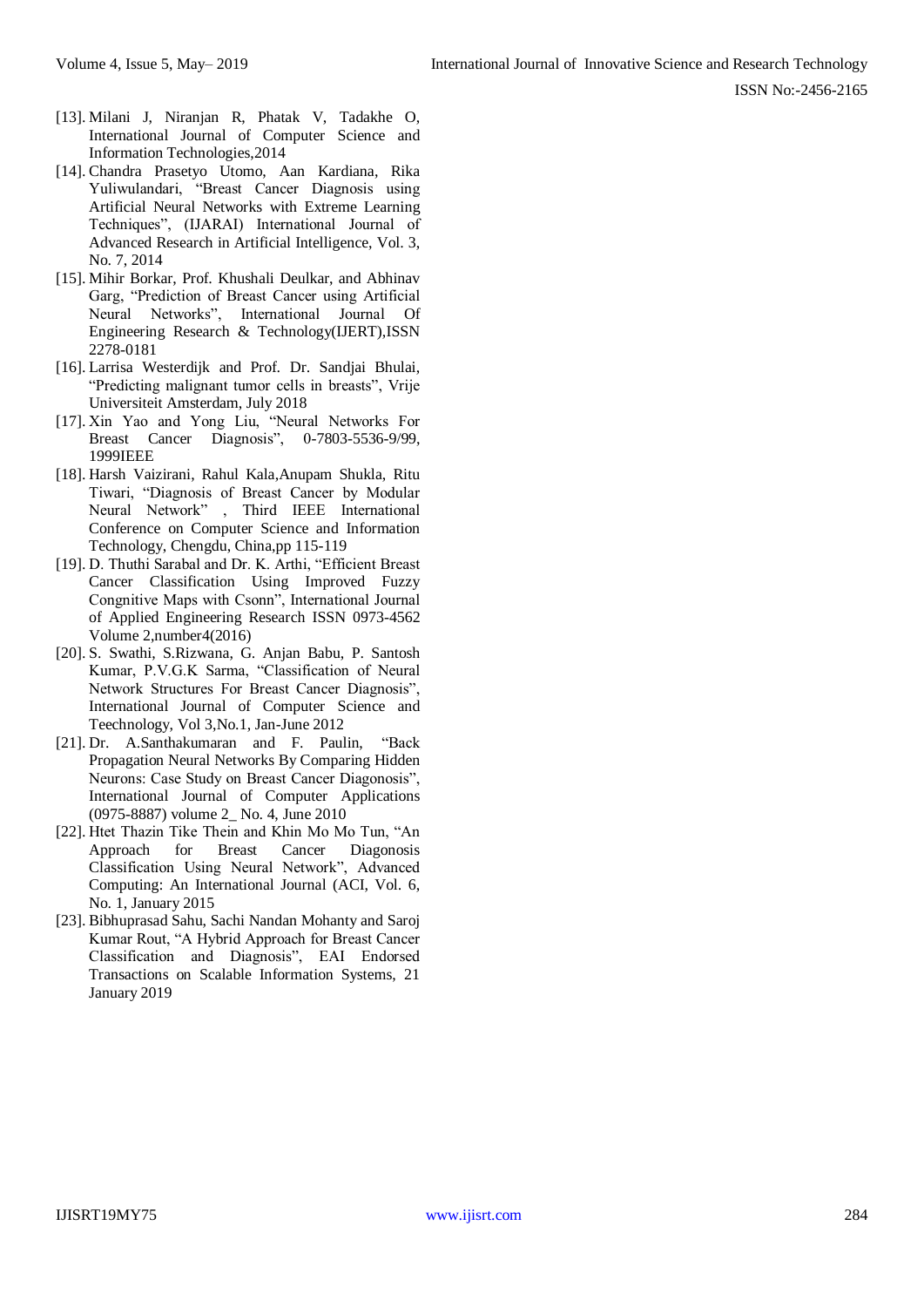[13]. Milani J, Niranjan R, Phatak V, Tadakhe O, International Journal of Computer Science and Information Technologies,2014

[14]. Chandra Prasetyo Utomo, Aan Kardiana, Rika Yuliwulandari, "Breast Cancer Diagnosis using Artificial Neural Networks with Extreme Learning Techniques", (IJARAI) International Journal of Advanced Research in Artificial Intelligence, Vol. 3, No. 7, 2014

[15]. Mihir Borkar, Prof. Khushali Deulkar, and Abhinav Garg, "Prediction of Breast Cancer using Artificial Neural Networks", International Journal Of Engineering Research & Technology(IJERT),ISSN 2278-0181

[16]. Larrisa Westerdijk and Prof. Dr. Sandjai Bhulai, "Predicting malignant tumor cells in breasts", Vrije Universiteit Amsterdam, July 2018

[17]. Xin Yao and Yong Liu, "Neural Networks For Breast Cancer Diagnosis", 0-7803-5536-9/99, 1999IEEE

[18]. Harsh Vaizirani, Rahul Kala,Anupam Shukla, Ritu Tiwari, "Diagnosis of Breast Cancer by Modular Neural Network" , Third IEEE International Conference on Computer Science and Information Technology, Chengdu, China,pp 115-119

[19]. D. Thuthi Sarabal and Dr. K. Arthi, "Efficient Breast Cancer Classification Using Improved Fuzzy Congnitive Maps with Csonn", International Journal of Applied Engineering Research ISSN 0973-4562 Volume 2,number4(2016)

[20]. S. Swathi, S.Rizwana, G. Anjan Babu, P. Santosh Kumar, P.V.G.K Sarma, "Classification of Neural Network Structures For Breast Cancer Diagnosis", International Journal of Computer Science and Teechnology, Vol 3,No.1, Jan-June 2012

[21]. Dr. A.Santhakumaran and F. Paulin, "Back Propagation Neural Networks By Comparing Hidden Neurons: Case Study on Breast Cancer Diagonosis", International Journal of Computer Applications (0975-8887) volume 2_ No. 4, June 2010

[22]. Htet Thazin Tike Thein and Khin Mo Mo Tun, "An Approach for Breast Cancer Diagonosis Classification Using Neural Network", Advanced Computing: An International Journal (ACI, Vol. 6, No. 1, January 2015

[23]. Bibhuprasad Sahu, Sachi Nandan Mohanty and Saroj Kumar Rout, "A Hybrid Approach for Breast Cancer Classification and Diagnosis", EAI Endorsed Transactions on Scalable Information Systems, 21 January 2019